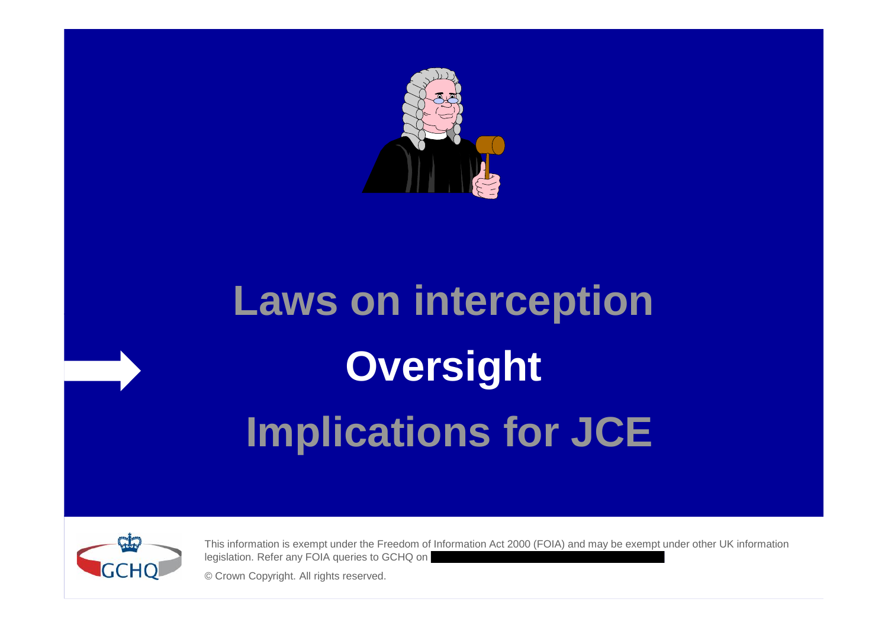Laws on interception

**Oversight**

Implications for JCE

This information is exempt under the Freedom of Information Act 2000 (FOIA) and may be exempt under other UK information legislation. Refer any FOIA queries to GCHQ on

© Crown Copyright. All rights reserved.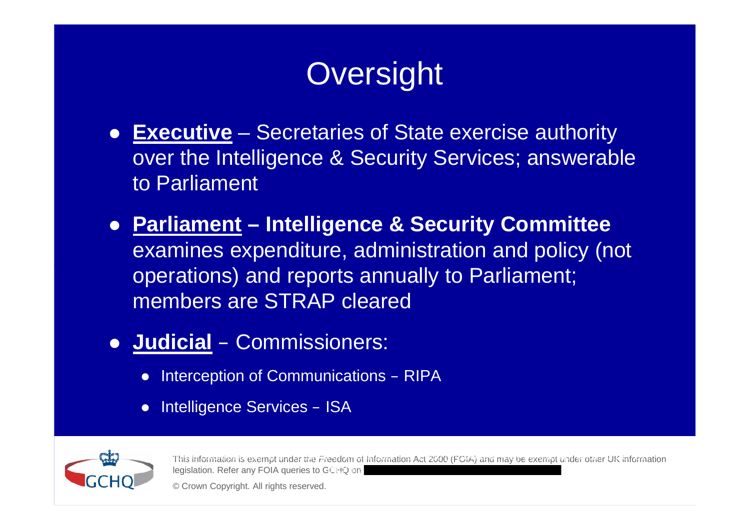# Oversight

- **Executive** – Secretaries of State exercise authority over the Intelligence & Security Services; answerable to Parliament
- **Parliament – Intelligence & Security Committee** examines expenditure, administration and policy (not operations) and reports annually to Parliament; members are STRAP cleared
- **Judicial** – Commissioners:
  - Interception of Communications – RIPA
  - Intelligence Services – ISA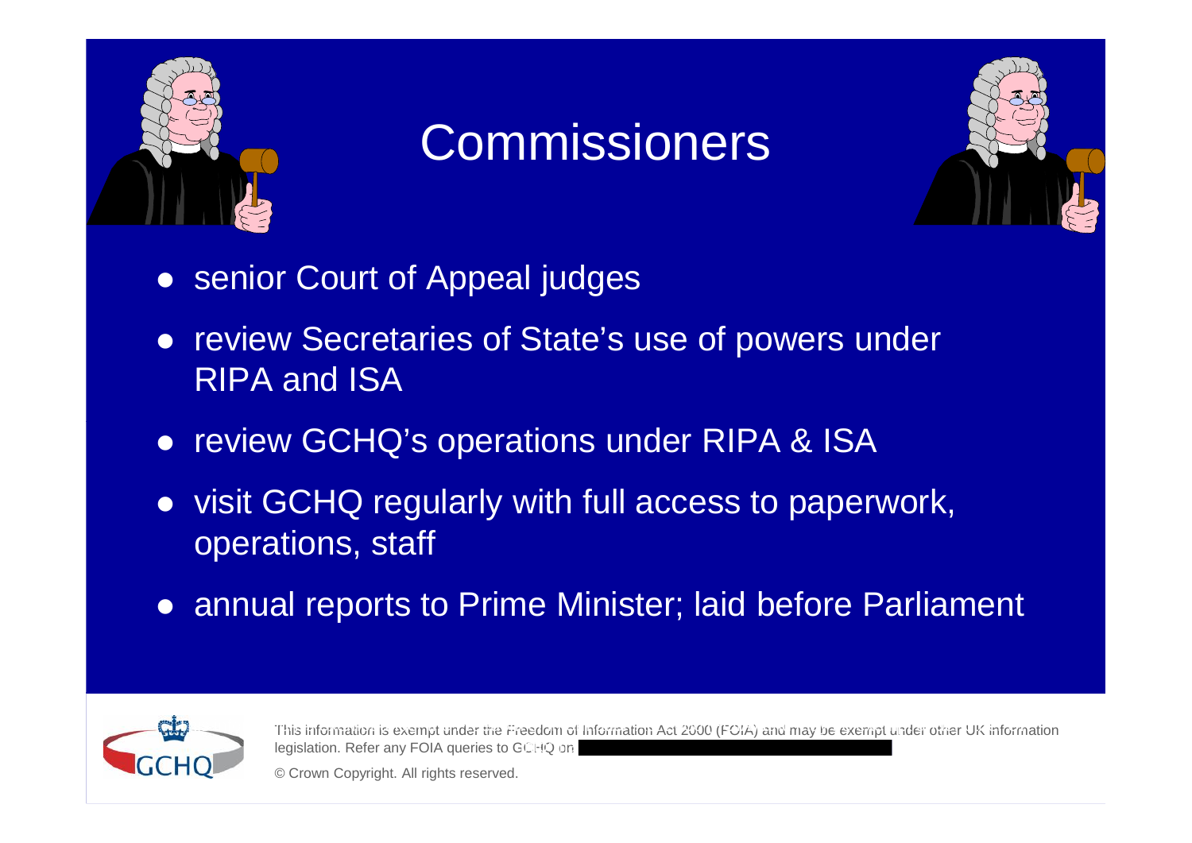# Commissioners

- senior Court of Appeal judges
- review Secretaries of State's use of powers under RIPA and ISA
- review GCHQ's operations under RIPA & ISA
- visit GCHQ regularly with full access to paperwork, operations, staff
- annual reports to Prime Minister; laid before Parliament

This information is exempt under the Freedom of Information Act 2000 (FOIA) and may be exempt under other UK information legislation. Refer any FOIA queries to GCHQ on

© Crown Copyright. All rights reserved.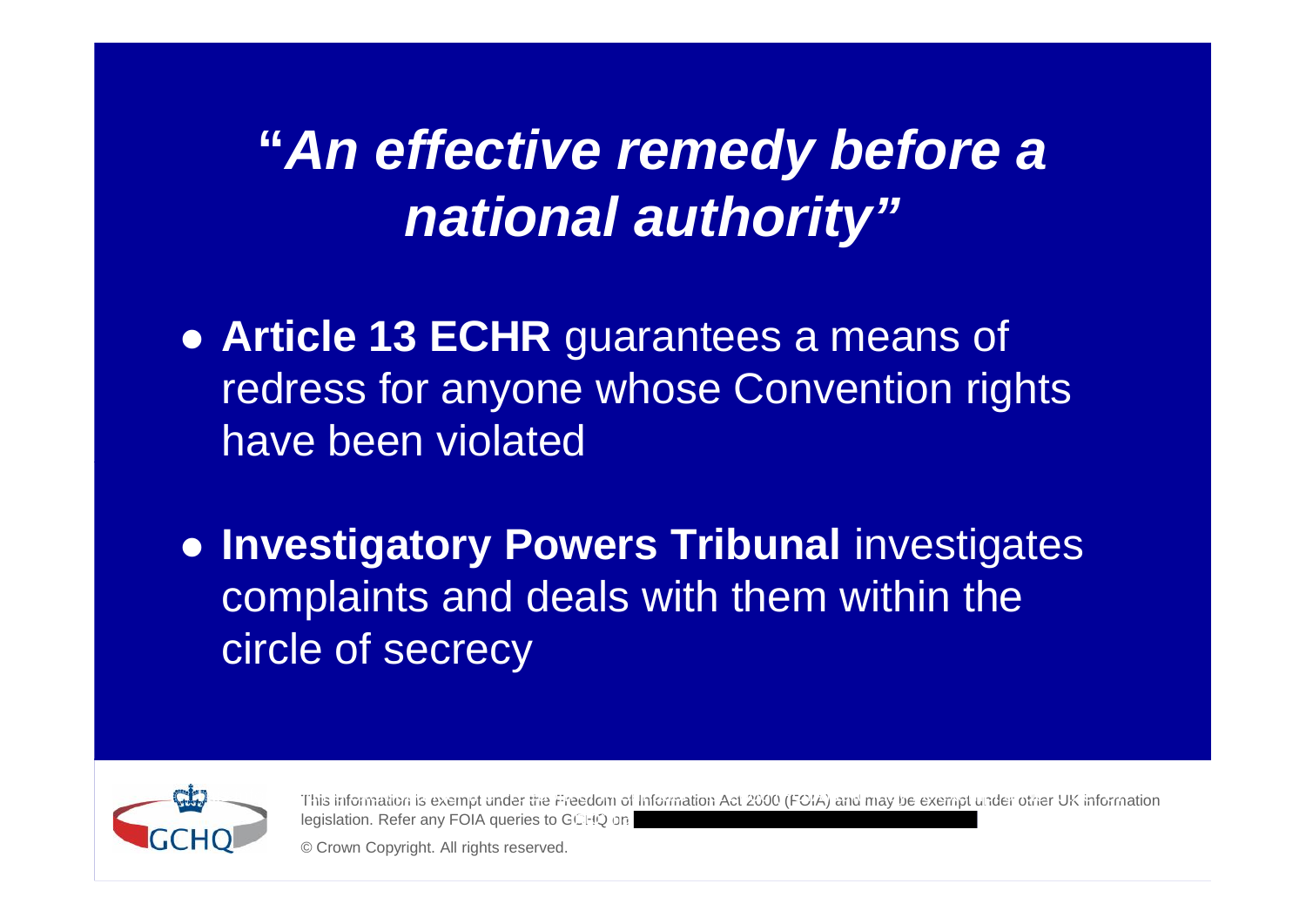# "*An effective remedy before a national authority*"

- **Article 13 ECHR** guarantees a means of redress for anyone whose Convention rights have been violated

- **Investigatory Powers Tribunal** investigates complaints and deals with them within the circle of secrecy

This information is exempt under the Freedom of Information Act 2000 (FOIA) and may be exempt under other UK information legislation. Refer any FOIA queries to GCHQ on

© Crown Copyright. All rights reserved.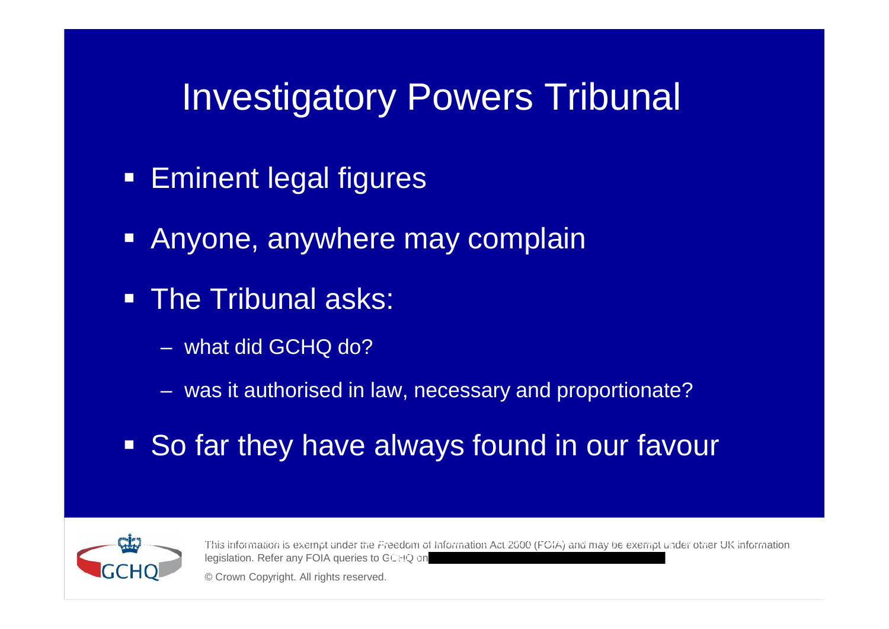# Investigatory Powers Tribunal

- Eminent legal figures
- Anyone, anywhere may complain
- The Tribunal asks:
  - what did GCHQ do?
  - was it authorised in law, necessary and proportionate?
- So far they have always found in our favour

This information is exempt under the Freedom of Information Act 2000 (FOIA) and may be exempt under other UK information legislation. Refer any FOIA queries to GCHQ on

© Crown Copyright. All rights reserved.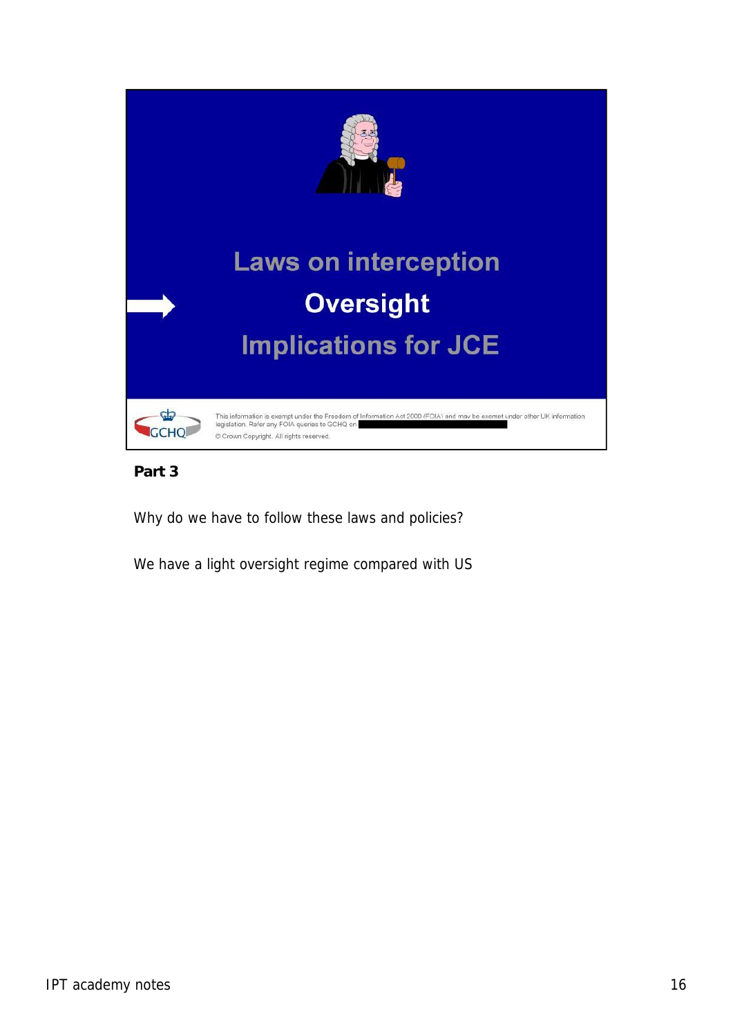Laws on interception

**Oversight**

Implications for JCE

This information is exempt under the Freedom of Information Act 2000 (FOIA) and may be exempt under other UK information legislation. Refer any FOIA queries to GCHQ on

© Crown Copyright. All rights reserved.

**Part 3**

Why do we have to follow these laws and policies?

We have a light oversight regime compared with US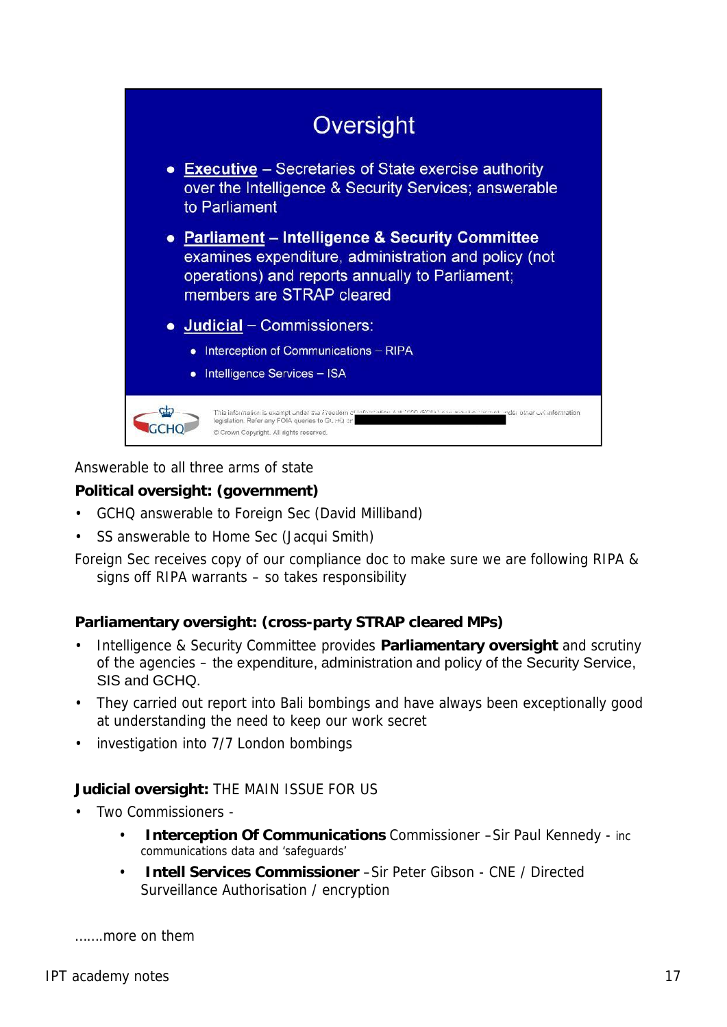# Oversight

- **Executive** – Secretaries of State exercise authority over the Intelligence & Security Services; answerable to Parliament
- **Parliament** – **Intelligence & Security Committee** examines expenditure, administration and policy (not operations) and reports annually to Parliament; members are STRAP cleared
- **Judicial** – Commissioners:
  - Interception of Communications – RIPA
  - Intelligence Services – ISA

This information is exempt under the Freedom of Information Act 2000 (FOIA) and may be exempt under other UK information legislation. Refer any FOIA queries to GCHQ on [REDACTED]

© Crown Copyright. All rights reserved.

Answerable to all three arms of state

**Political oversight: (government)**

- GCHQ answerable to Foreign Sec (David Milliband)
- SS answerable to Home Sec (Jacqui Smith)

Foreign Sec receives copy of our compliance doc to make sure we are following RIPA & signs off RIPA warrants – so takes responsibility

**Parliamentary oversight: (cross-party STRAP cleared MPs)**

- Intelligence & Security Committee provides **Parliamentary oversight** and scrutiny of the agencies – the expenditure, administration and policy of the Security Service, SIS and GCHQ.
- They carried out report into Bali bombings and have always been exceptionally good at understanding the need to keep our work secret
- investigation into 7/7 London bombings

**Judicial oversight:** THE MAIN ISSUE FOR US

- Two Commissioners -
  - **Interception Of Communications** Commissioner –Sir Paul Kennedy - inc communications data and 'safeguards'
  - **Intell Services Commissioner** –Sir Peter Gibson - CNE / Directed Surveillance Authorisation / encryption

.......more on them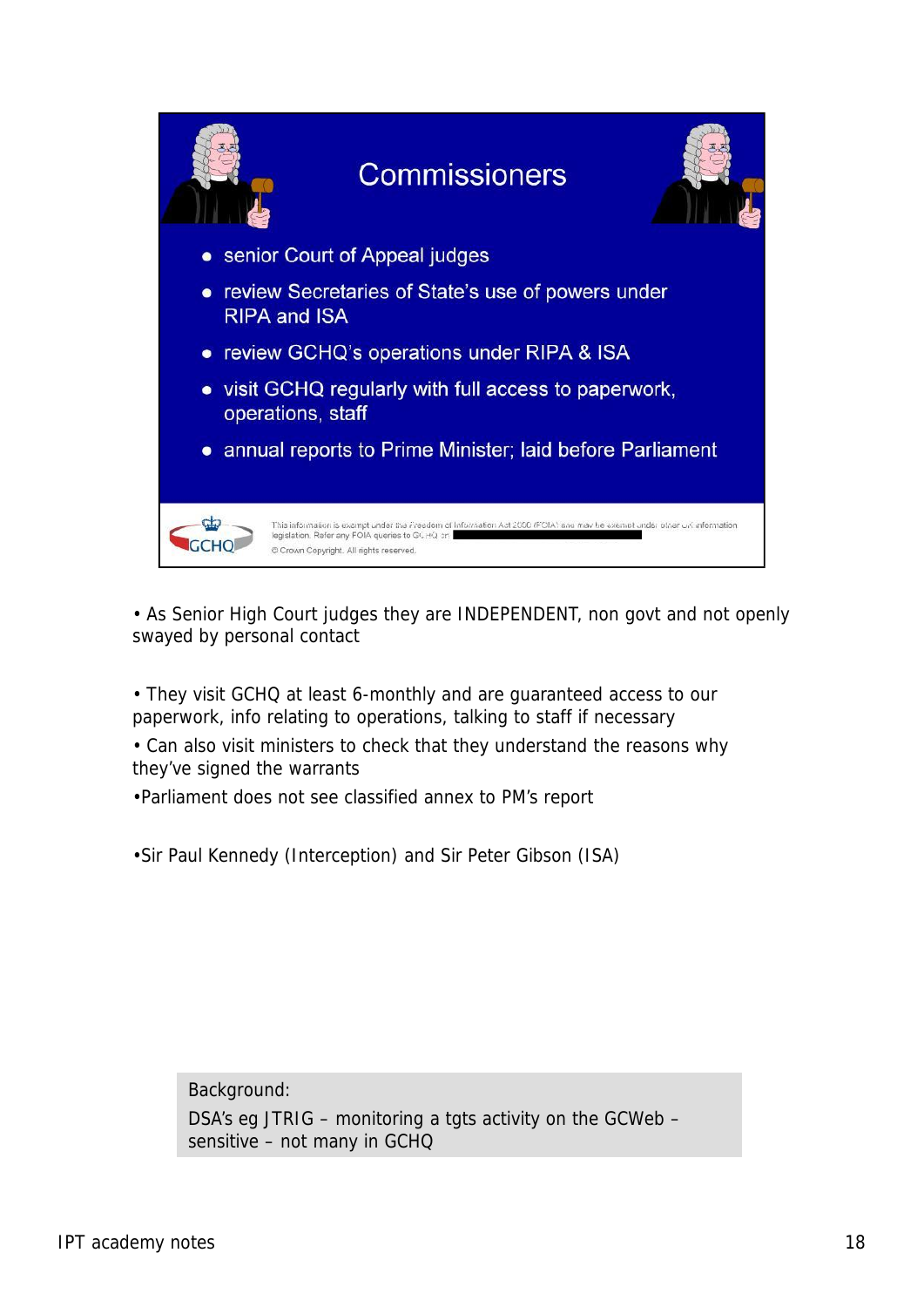## Commissioners

- senior Court of Appeal judges
- review Secretaries of State's use of powers under RIPA and ISA
- review GCHQ's operations under RIPA & ISA
- visit GCHQ regularly with full access to paperwork, operations, staff
- annual reports to Prime Minister; laid before Parliament

GCHQ

This information is exempt under the Freedom of Information Act 2000 (FOIA) and may be exempt under other UK information legislation. Refer any FOIA queries to GCHQ on

© Crown Copyright. All rights reserved.

• As Senior High Court judges they are INDEPENDENT, non govt and not openly swayed by personal contact

• They visit GCHQ at least 6-monthly and are guaranteed access to our paperwork, info relating to operations, talking to staff if necessary

• Can also visit ministers to check that they understand the reasons why they've signed the warrants

•Parliament does not see classified annex to PM's report

•Sir Paul Kennedy (Interception) and Sir Peter Gibson (ISA)

Background:

DSA's eg JTRIG – monitoring a tgts activity on the GCWeb – sensitive – not many in GCHQ

IPT academy notes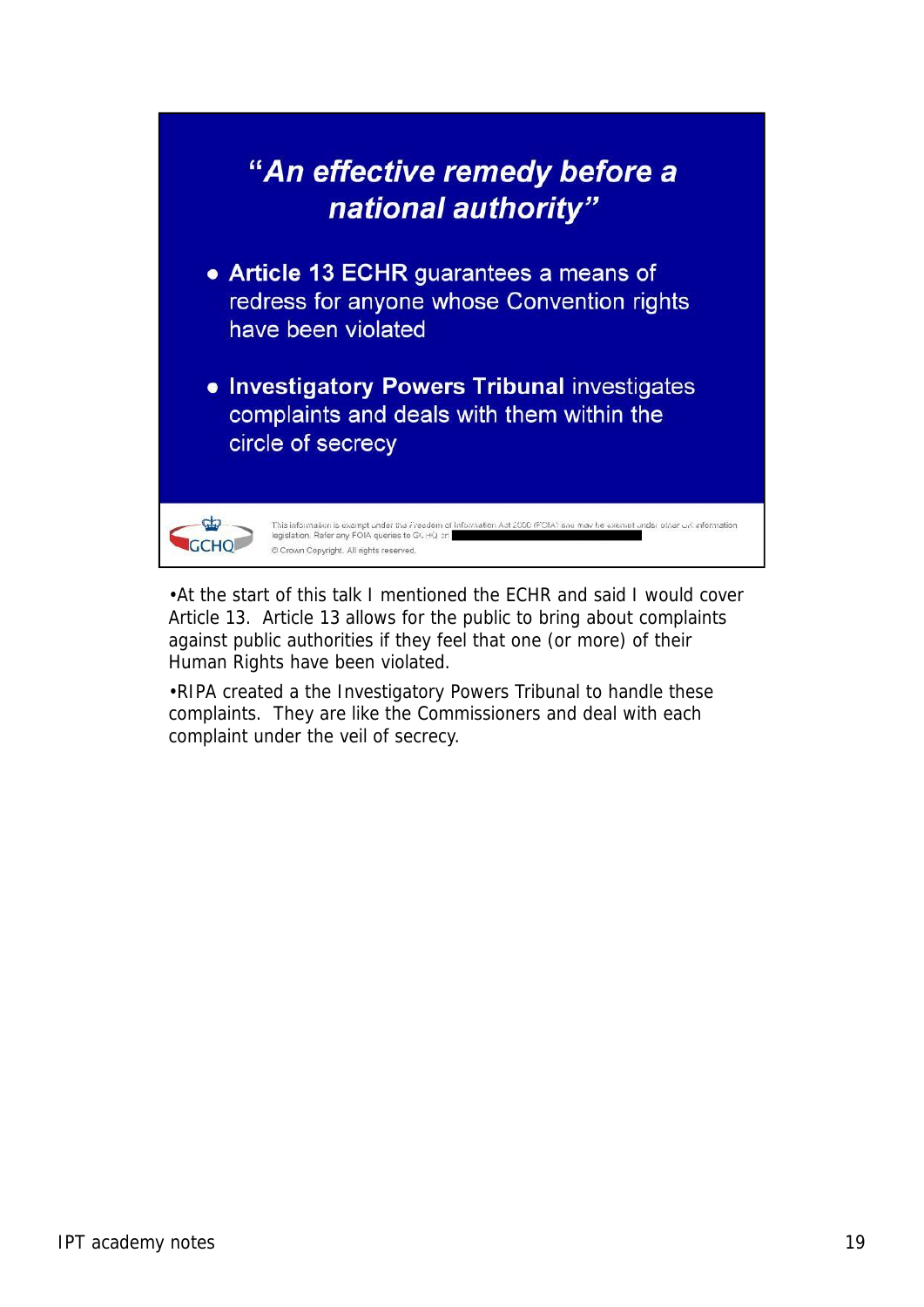## "An effective remedy before a national authority"

- **Article 13 ECHR** guarantees a means of redress for anyone whose Convention rights have been violated
- **Investigatory Powers Tribunal** investigates complaints and deals with them within the circle of secrecy

This information is exempt under the Freedom of Information Act 2000 (FOIA) and may be exempt under other UK information legislation. Refer any FOIA queries to GCHQ on

© Crown Copyright. All rights reserved.

•At the start of this talk I mentioned the ECHR and said I would cover Article 13. Article 13 allows for the public to bring about complaints against public authorities if they feel that one (or more) of their Human Rights have been violated.

•RIPA created a the Investigatory Powers Tribunal to handle these complaints. They are like the Commissioners and deal with each complaint under the veil of secrecy.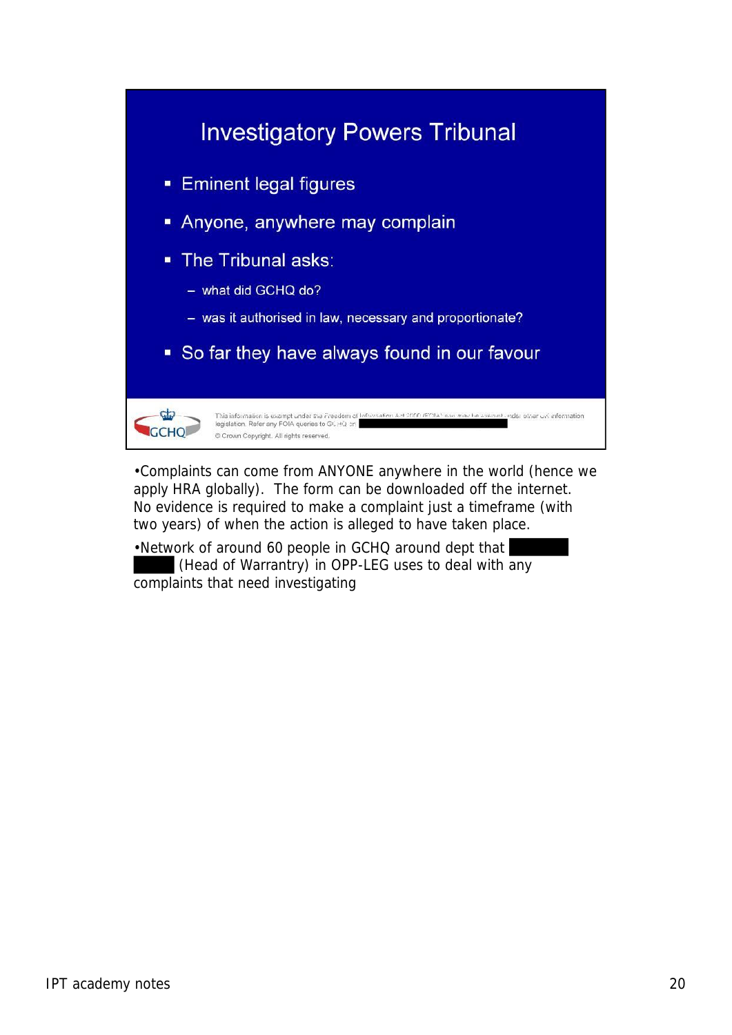## Investigatory Powers Tribunal

- Eminent legal figures
- Anyone, anywhere may complain
- The Tribunal asks:
  - what did GCHQ do?
  - was it authorised in law, necessary and proportionate?
- So far they have always found in our favour

This information is exempt under the Freedom of Information Act 2000 (FOIA) and may be exempt under other UK information legislation. Refer any FOIA queries to GCHQ on [REDACTED]

© Crown Copyright. All rights reserved.

- Complaints can come from ANYONE anywhere in the world (hence we apply HRA globally). The form can be downloaded off the internet. No evidence is required to make a complaint just a timeframe (with two years) of when the action is alleged to have taken place.
- Network of around 60 people in GCHQ around dept that [REDACTED] [REDACTED] (Head of Warrantry) in OPP-LEG uses to deal with any complaints that need investigating

IPT academy notes